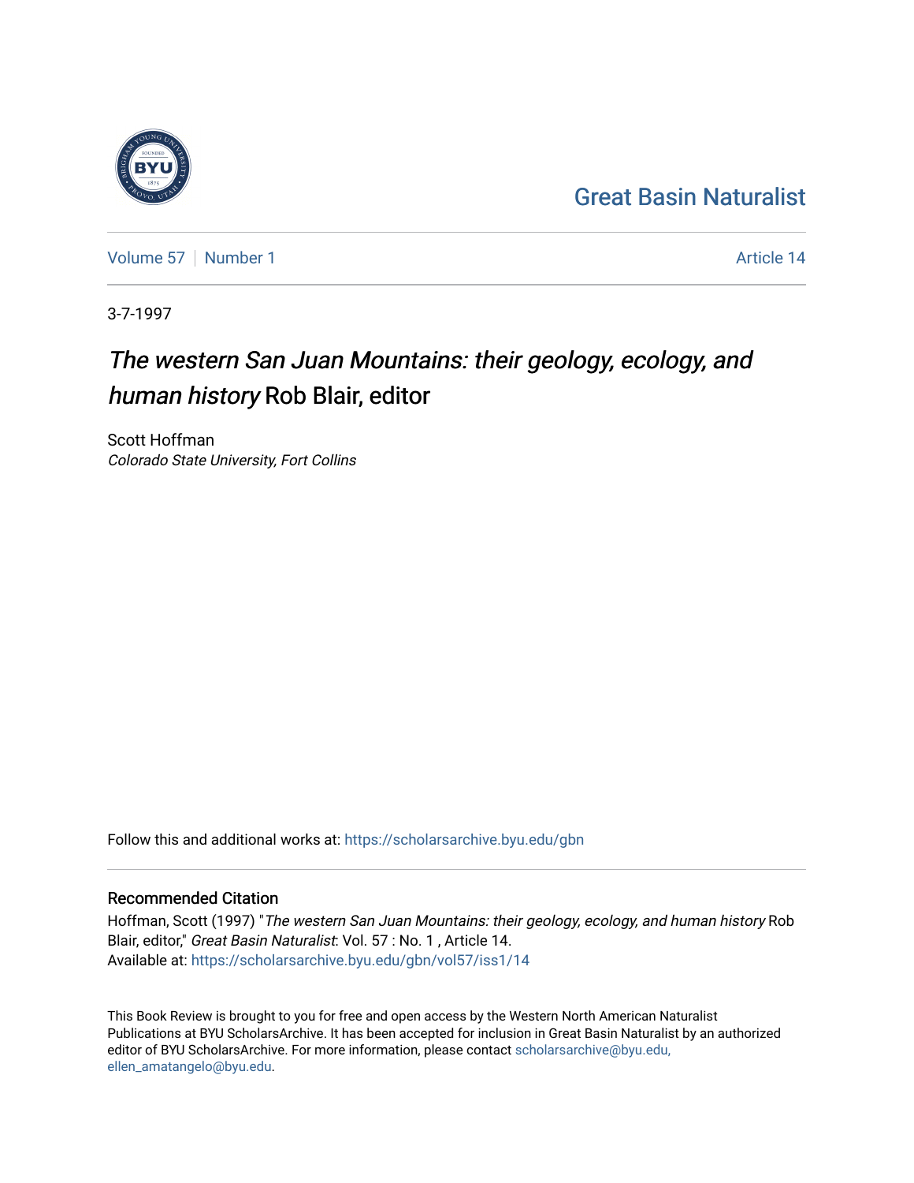Great Basin Naturalist

Volume 57 | Number 1

Article 14

3-7-1997

# *The western San Juan Mountains: their geology, ecology, and human history* Rob Blair, editor

Scott Hoffman
*Colorado State University, Fort Collins*

Follow this and additional works at: https://scholarsarchive.byu.edu/gbn

## Recommended Citation

Hoffman, Scott (1997) "*The western San Juan Mountains: their geology, ecology, and human history* Rob Blair, editor," *Great Basin Naturalist*: Vol. 57 : No. 1 , Article 14.
Available at: https://scholarsarchive.byu.edu/gbn/vol57/iss1/14

This Book Review is brought to you for free and open access by the Western North American Naturalist Publications at BYU ScholarsArchive. It has been accepted for inclusion in Great Basin Naturalist by an authorized editor of BYU ScholarsArchive. For more information, please contact scholarsarchive@byu.edu, ellen_amatangelo@byu.edu.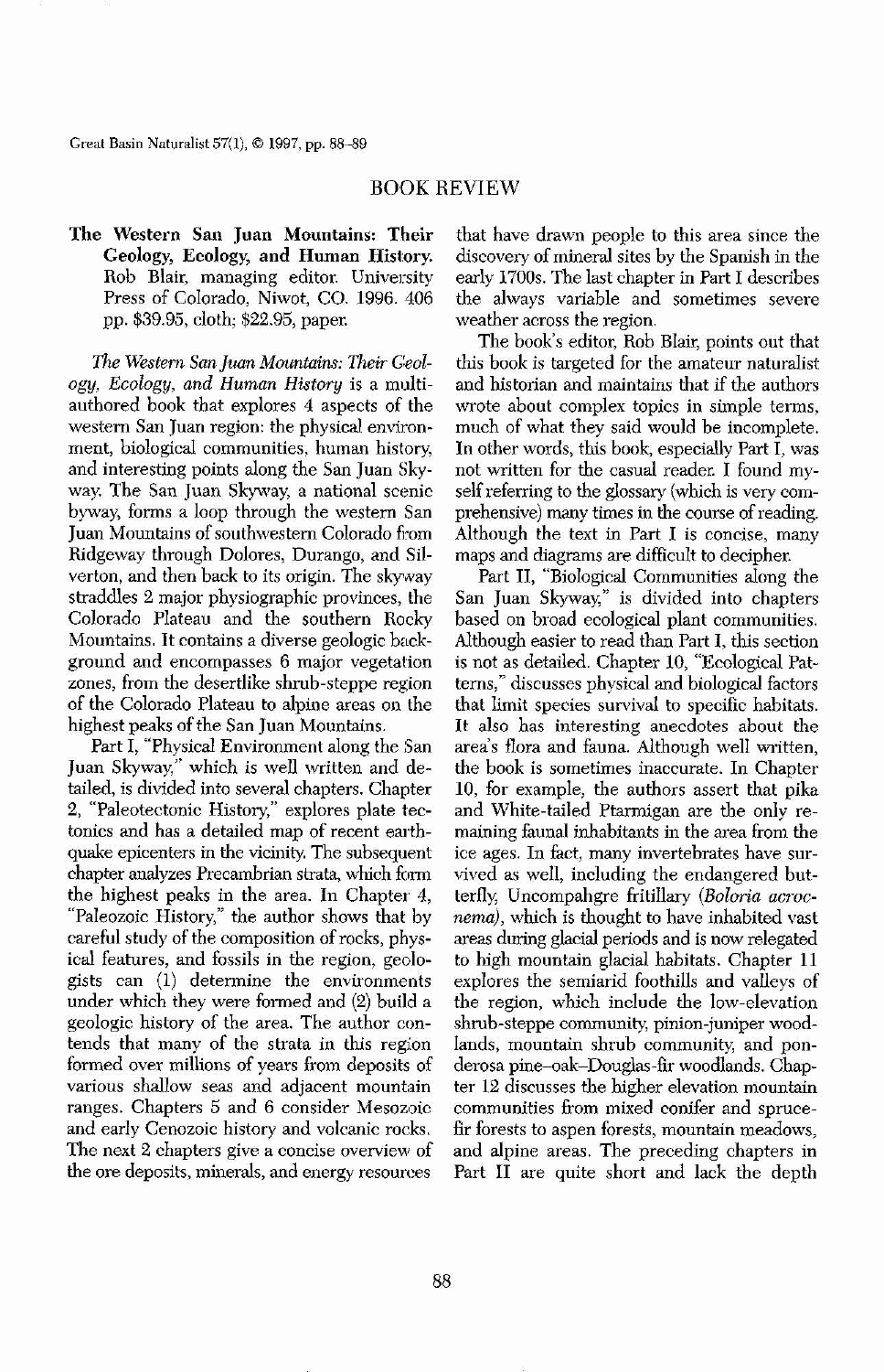# BOOK REVIEW

**The Western San Juan Mountains: Their Geology, Ecology, and Human History.** Rob Blair, managing editor. University Press of Colorado, Niwot, CO. 1996. 406 pp. $39.95, cloth; $22.95, paper.

*The Western San Juan Mountains: Their Geology, Ecology, and Human History* is a multi-authored book that explores 4 aspects of the western San Juan region: the physical environment, biological communities, human history, and interesting points along the San Juan Skyway. The San Juan Skyway, a national scenic byway, forms a loop through the western San Juan Mountains of southwestern Colorado from Ridgeway through Dolores, Durango, and Silverton, and then back to its origin. The skyway straddles 2 major physiographic provinces, the Colorado Plateau and the southern Rocky Mountains. It contains a diverse geologic background and encompasses 6 major vegetation zones, from the desertlike shrub-steppe region of the Colorado Plateau to alpine areas on the highest peaks of the San Juan Mountains.

Part I, "Physical Environment along the San Juan Skyway," which is well written and detailed, is divided into several chapters. Chapter 2, "Paleotectonic History," explores plate tectonics and has a detailed map of recent earthquake epicenters in the vicinity. The subsequent chapter analyzes Precambrian strata, which form the highest peaks in the area. In Chapter 4, "Paleozoic History," the author shows that by careful study of the composition of rocks, physical features, and fossils in the region, geologists can (1) determine the environments under which they were formed and (2) build a geologic history of the area. The author contends that many of the strata in this region formed over millions of years from deposits of various shallow seas and adjacent mountain ranges. Chapters 5 and 6 consider Mesozoic and early Cenozoic history and volcanic rocks. The next 2 chapters give a concise overview of the ore deposits, minerals, and energy resources that have drawn people to this area since the discovery of mineral sites by the Spanish in the early 1700s. The last chapter in Part I describes the always variable and sometimes severe weather across the region.

The book's editor, Rob Blair, points out that this book is targeted for the amateur naturalist and historian and maintains that if the authors wrote about complex topics in simple terms, much of what they said would be incomplete. In other words, this book, especially Part I, was not written for the casual reader. I found myself referring to the glossary (which is very comprehensive) many times in the course of reading. Although the text in Part I is concise, many maps and diagrams are difficult to decipher.

Part II, "Biological Communities along the San Juan Skyway," is divided into chapters based on broad ecological plant communities. Although easier to read than Part I, this section is not as detailed. Chapter 10, "Ecological Patterns," discusses physical and biological factors that limit species survival to specific habitats. It also has interesting anecdotes about the area's flora and fauna. Although well written, the book is sometimes inaccurate. In Chapter 10, for example, the authors assert that pika and White-tailed Ptarmigan are the only remaining faunal inhabitants in the area from the ice ages. In fact, many invertebrates have survived as well, including the endangered butterfly, Uncompahgre fritillary (*Boloria acrocnema*), which is thought to have inhabited vast areas during glacial periods and is now relegated to high mountain glacial habitats. Chapter 11 explores the semiarid foothills and valleys of the region, which include the low-elevation shrub-steppe community, pinion-juniper woodlands, mountain shrub community, and ponderosa pine–oak–Douglas-fir woodlands. Chapter 12 discusses the higher elevation mountain communities from mixed conifer and spruce-fir forests to aspen forests, mountain meadows, and alpine areas. The preceding chapters in Part II are quite short and lack the depth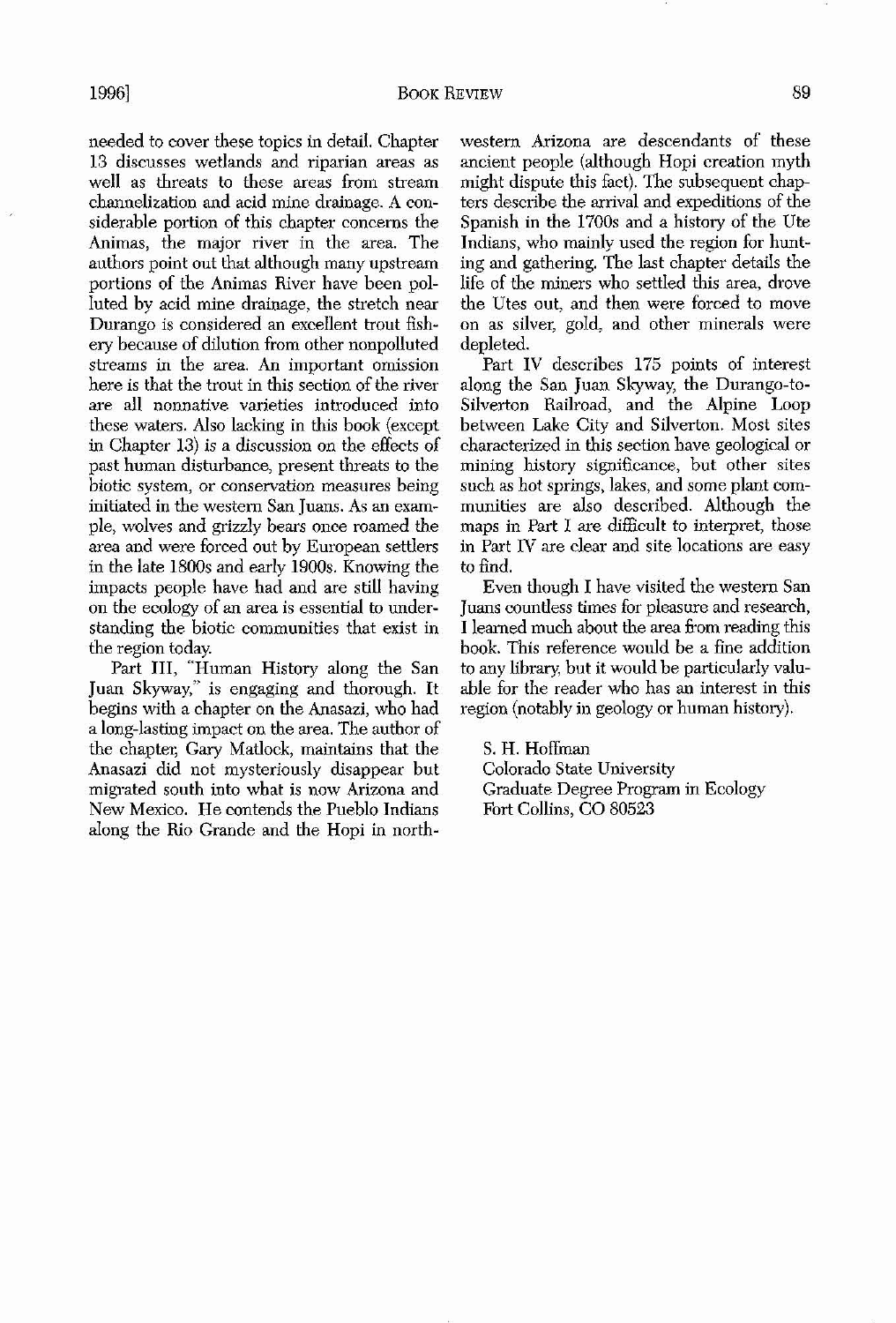needed to cover these topics in detail. Chapter 13 discusses wetlands and riparian areas as well as threats to these areas from stream channelization and acid mine drainage. A considerable portion of this chapter concerns the Animas, the major river in the area. The authors point out that although many upstream portions of the Animas River have been polluted by acid mine drainage, the stretch near Durango is considered an excellent trout fishery because of dilution from other nonpolluted streams in the area. An important omission here is that the trout in this section of the river are all nonnative varieties introduced into these waters. Also lacking in this book (except in Chapter 13) is a discussion on the effects of past human disturbance, present threats to the biotic system, or conservation measures being initiated in the western San Juans. As an example, wolves and grizzly bears once roamed the area and were forced out by European settlers in the late 1800s and early 1900s. Knowing the impacts people have had and are still having on the ecology of an area is essential to understanding the biotic communities that exist in the region today.

Part III, "Human History along the San Juan Skyway," is engaging and thorough. It begins with a chapter on the Anasazi, who had a long-lasting impact on the area. The author of the chapter, Gary Matlock, maintains that the Anasazi did not mysteriously disappear but migrated south into what is now Arizona and New Mexico. He contends the Pueblo Indians along the Rio Grande and the Hopi in northwestern Arizona are descendants of these ancient people (although Hopi creation myth might dispute this fact). The subsequent chapters describe the arrival and expeditions of the Spanish in the 1700s and a history of the Ute Indians, who mainly used the region for hunting and gathering. The last chapter details the life of the miners who settled this area, drove the Utes out, and then were forced to move on as silver, gold, and other minerals were depleted.

Part IV describes 175 points of interest along the San Juan Skyway, the Durango-to-Silverton Railroad, and the Alpine Loop between Lake City and Silverton. Most sites characterized in this section have geological or mining history significance, but other sites such as hot springs, lakes, and some plant communities are also described. Although the maps in Part I are difficult to interpret, those in Part IV are clear and site locations are easy to find.

Even though I have visited the western San Juans countless times for pleasure and research, I learned much about the area from reading this book. This reference would be a fine addition to any library, but it would be particularly valuable for the reader who has an interest in this region (notably in geology or human history).

S. H. Hoffman
Colorado State University
Graduate Degree Program in Ecology
Fort Collins, CO 80523